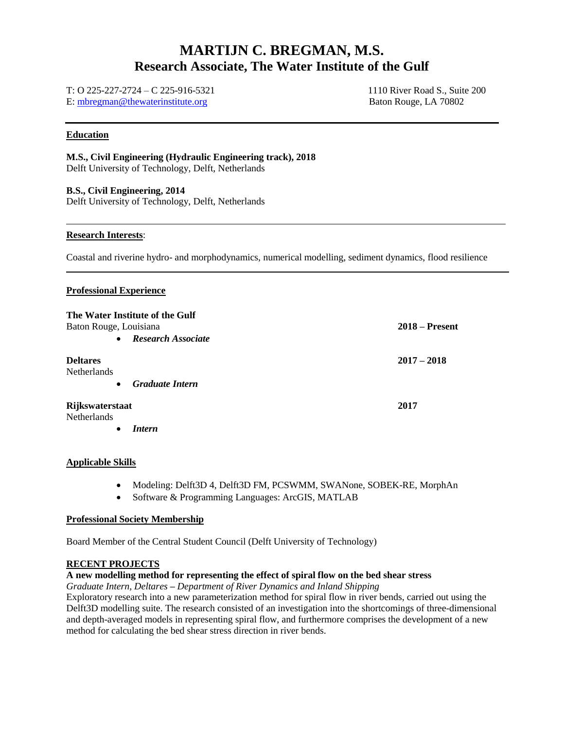# MARTIJN C. BREGMAN, M.S.
# Research Associate, The Water Institute of the Gulf

T: O 225-227-2724 – C 225-916-5321
E: mbregman@thewaterinstitute.org

1110 River Road S., Suite 200
Baton Rouge, LA 70802

---

## Education

**M.S., Civil Engineering (Hydraulic Engineering track), 2018**
Delft University of Technology, Delft, Netherlands

**B.S., Civil Engineering, 2014**
Delft University of Technology, Delft, Netherlands

---

## Research Interests:

Coastal and riverine hydro- and morphodynamics, numerical modelling, sediment dynamics, flood resilience

---

## Professional Experience

**The Water Institute of the Gulf** — **2018 – Present**
Baton Rouge, Louisiana
- ***Research Associate***

**Deltares** — **2017 – 2018**
Netherlands
- ***Graduate Intern***

**Rijkswaterstaat** — **2017**
Netherlands
- ***Intern***

## Applicable Skills

- Modeling: Delft3D 4, Delft3D FM, PCSWMM, SWANone, SOBEK-RE, MorphAn
- Software & Programming Languages: ArcGIS, MATLAB

## Professional Society Membership

Board Member of the Central Student Council (Delft University of Technology)

## RECENT PROJECTS

**A new modelling method for representing the effect of spiral flow on the bed shear stress**
*Graduate Intern, Deltares – Department of River Dynamics and Inland Shipping*
Exploratory research into a new parameterization method for spiral flow in river bends, carried out using the Delft3D modelling suite. The research consisted of an investigation into the shortcomings of three-dimensional and depth-averaged models in representing spiral flow, and furthermore comprises the development of a new method for calculating the bed shear stress direction in river bends.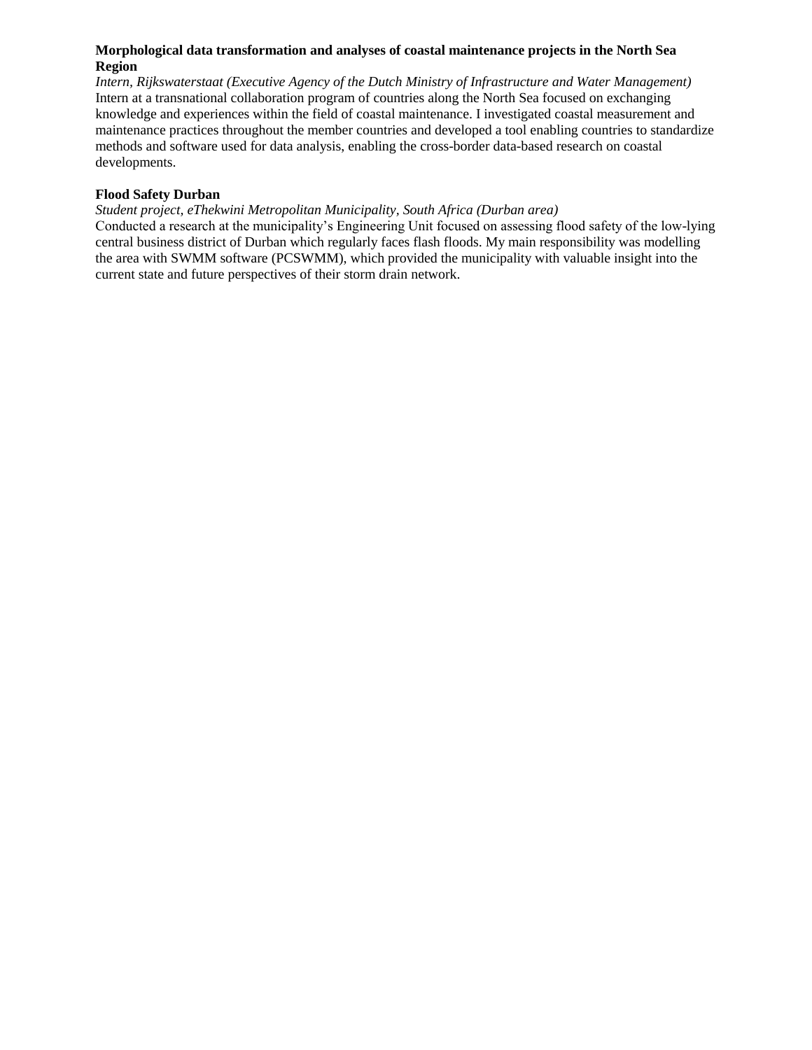**Morphological data transformation and analyses of coastal maintenance projects in the North Sea Region**

*Intern, Rijkswaterstaat (Executive Agency of the Dutch Ministry of Infrastructure and Water Management)*

Intern at a transnational collaboration program of countries along the North Sea focused on exchanging knowledge and experiences within the field of coastal maintenance. I investigated coastal measurement and maintenance practices throughout the member countries and developed a tool enabling countries to standardize methods and software used for data analysis, enabling the cross-border data-based research on coastal developments.

**Flood Safety Durban**

*Student project, eThekwini Metropolitan Municipality, South Africa (Durban area)*

Conducted a research at the municipality's Engineering Unit focused on assessing flood safety of the low-lying central business district of Durban which regularly faces flash floods. My main responsibility was modelling the area with SWMM software (PCSWMM), which provided the municipality with valuable insight into the current state and future perspectives of their storm drain network.